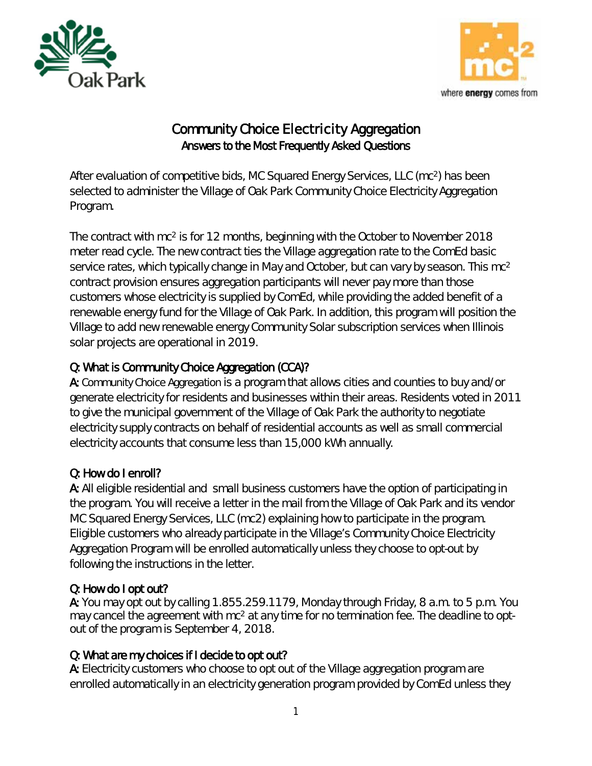# Community Choice Electricity Aggregation

## Answers to the Most Frequently Asked Questions

After evaluation of competitive bids, MC Squared Energy Services, LLC (mc²) has been selected to administer the Village of Oak Park Community Choice Electricity Aggregation Program.

The contract with mc² is for 12 months, beginning with the October to November 2018 meter read cycle. The new contract ties the Village aggregation rate to the ComEd basic service rates, which typically change in May and October, but can vary by season. This mc² contract provision ensures aggregation participants will never pay more than those customers whose electricity is supplied by ComEd, while providing the added benefit of a renewable energy fund for the Village of Oak Park. In addition, this program will position the Village to add new renewable energy Community Solar subscription services when Illinois solar projects are operational in 2019.

### Q: What is Community Choice Aggregation (CCA)?

**A:** Community Choice Aggregation is a program that allows cities and counties to buy and/or generate electricity for residents and businesses within their areas. Residents voted in 2011 to give the municipal government of the Village of Oak Park the authority to negotiate electricity supply contracts on behalf of residential accounts as well as small commercial electricity accounts that consume less than 15,000 kWh annually.

### Q: How do I enroll?

**A:** All eligible residential and small business customers have the option of participating in the program. You will receive a letter in the mail from the Village of Oak Park and its vendor MC Squared Energy Services, LLC (mc2) explaining how to participate in the program. Eligible customers who already participate in the Village's Community Choice Electricity Aggregation Program will be enrolled automatically unless they choose to opt-out by following the instructions in the letter.

### Q: How do I opt out?

**A:** You may opt out by calling 1.855.259.1179, Monday through Friday, 8 a.m. to 5 p.m. You may cancel the agreement with mc² at any time for no termination fee. The deadline to opt-out of the program is September 4, 2018.

### Q: What are my choices if I decide to opt out?

**A:** Electricity customers who choose to opt out of the Village aggregation program are enrolled automatically in an electricity generation program provided by ComEd unless they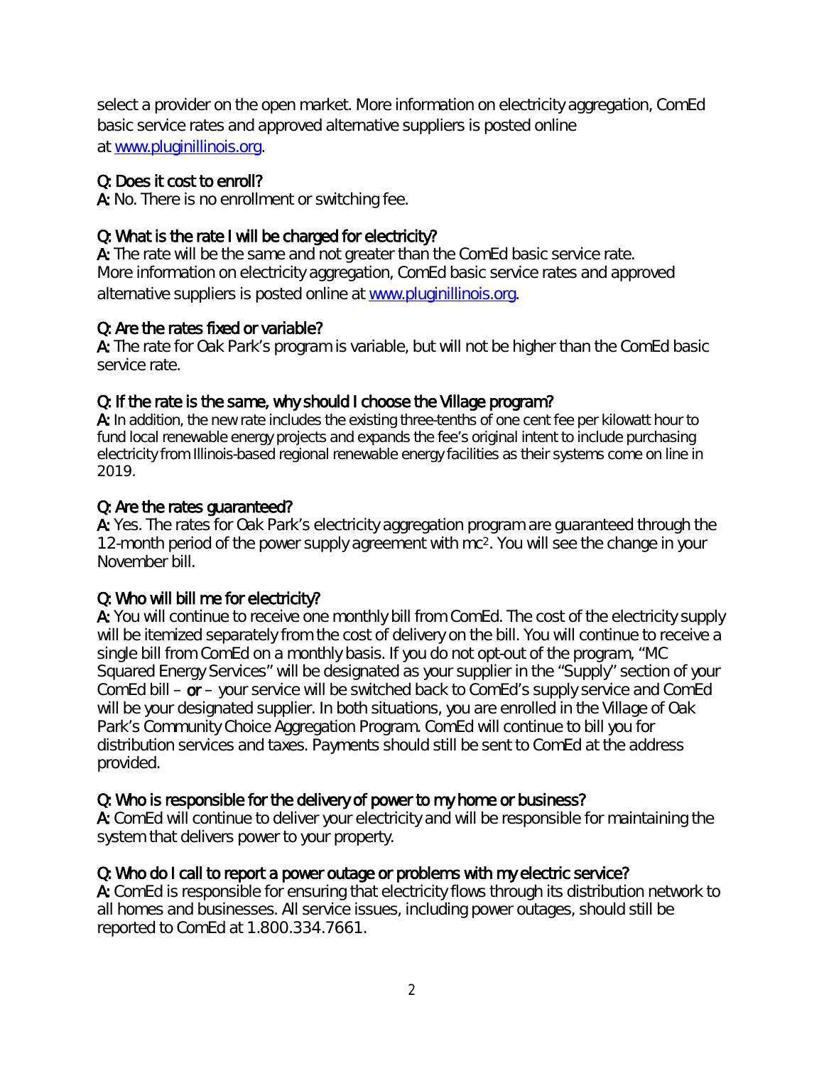select a provider on the open market. More information on electricity aggregation, ComEd basic service rates and approved alternative suppliers is posted online at [www.pluginillinois.org](http://www.pluginillinois.org).

**Q: Does it cost to enroll?**
**A:** No. There is no enrollment or switching fee.

**Q: What is the rate I will be charged for electricity?**
**A:** The rate will be the same and not greater than the ComEd basic service rate. More information on electricity aggregation, ComEd basic service rates and approved alternative suppliers is posted online at [www.pluginillinois.org](http://www.pluginillinois.org).

**Q: Are the rates fixed or variable?**
**A:** The rate for Oak Park's program is variable, but will not be higher than the ComEd basic service rate.

**Q: If the rate is the same, why should I choose the Village program?**
**A:** In addition, the new rate includes the existing three-tenths of one cent fee per kilowatt hour to fund local renewable energy projects and expands the fee's original intent to include purchasing electricity from Illinois-based regional renewable energy facilities as their systems come on line in 2019.

**Q: Are the rates guaranteed?**
**A:** Yes. The rates for Oak Park's electricity aggregation program are guaranteed through the 12-month period of the power supply agreement with mc². You will see the change in your November bill.

**Q: Who will bill me for electricity?**
**A:** You will continue to receive one monthly bill from ComEd. The cost of the electricity supply will be itemized separately from the cost of delivery on the bill. You will continue to receive a single bill from ComEd on a monthly basis. If you do not opt-out of the program, "MC Squared Energy Services" will be designated as your supplier in the "Supply" section of your ComEd bill – **or** – your service will be switched back to ComEd's supply service and ComEd will be your designated supplier. In both situations, you are enrolled in the Village of Oak Park's Community Choice Aggregation Program. ComEd will continue to bill you for distribution services and taxes. Payments should still be sent to ComEd at the address provided.

**Q: Who is responsible for the delivery of power to my home or business?**
**A:** ComEd will continue to deliver your electricity and will be responsible for maintaining the system that delivers power to your property.

**Q: Who do I call to report a power outage or problems with my electric service?**
**A:** ComEd is responsible for ensuring that electricity flows through its distribution network to all homes and businesses. All service issues, including power outages, should still be reported to ComEd at 1.800.334.7661.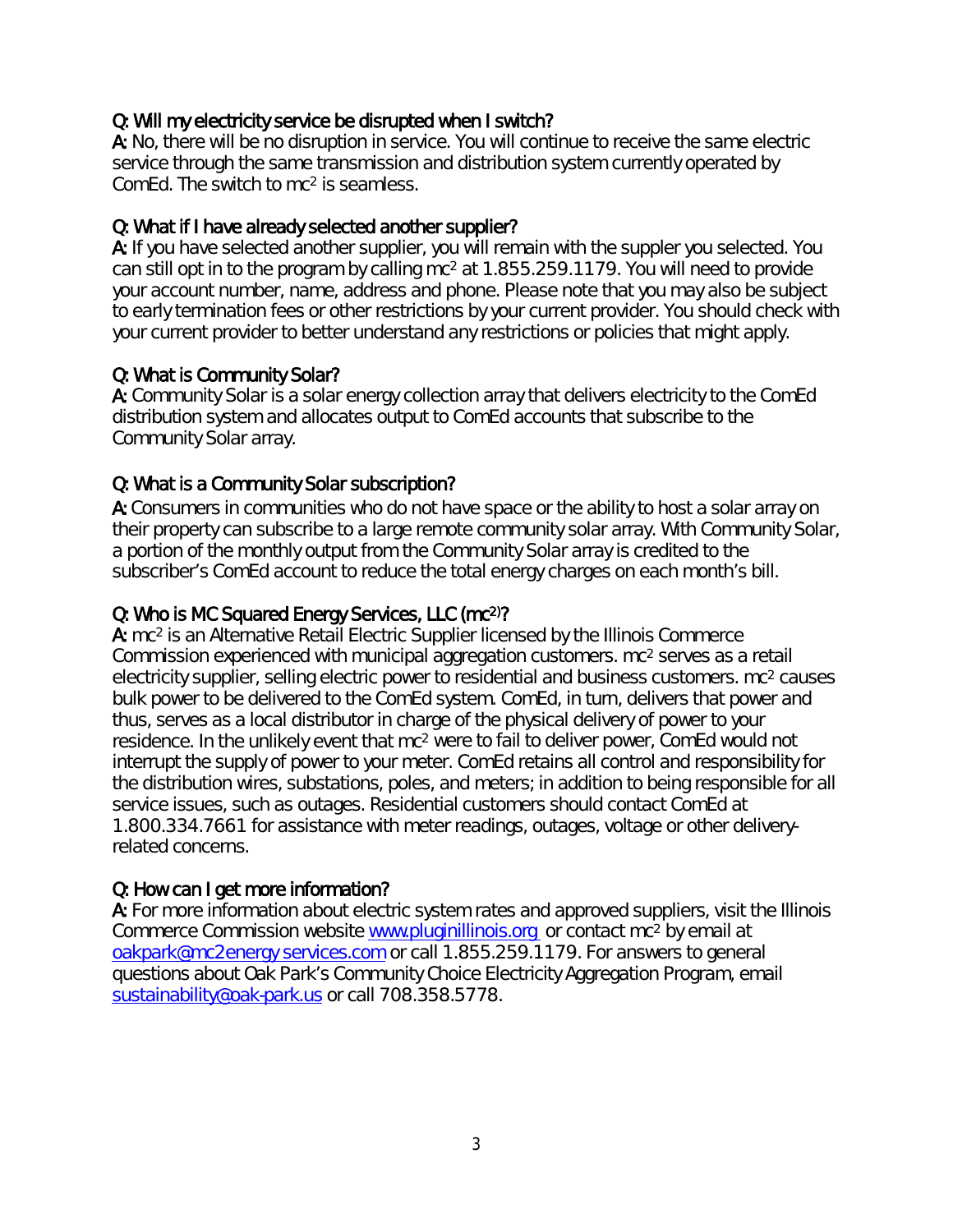**Q: Will my electricity service be disrupted when I switch?**
**A:** No, there will be no disruption in service. You will continue to receive the same electric service through the same transmission and distribution system currently operated by ComEd. The switch to mc² is seamless.

**Q: What if I have already selected another supplier?**
**A:** If you have selected another supplier, you will remain with the suppler you selected. You can still opt in to the program by calling mc² at 1.855.259.1179. You will need to provide your account number, name, address and phone. Please note that you may also be subject to early termination fees or other restrictions by your current provider. You should check with your current provider to better understand any restrictions or policies that might apply.

**Q: What is Community Solar?**
**A:** Community Solar is a solar energy collection array that delivers electricity to the ComEd distribution system and allocates output to ComEd accounts that subscribe to the Community Solar array.

**Q: What is a Community Solar subscription?**
**A:** Consumers in communities who do not have space or the ability to host a solar array on their property can subscribe to a large remote community solar array. With Community Solar, a portion of the monthly output from the Community Solar array is credited to the subscriber's ComEd account to reduce the total energy charges on each month's bill.

**Q: Who is MC Squared Energy Services, LLC (mc²)?**
**A:** mc² is an Alternative Retail Electric Supplier licensed by the Illinois Commerce Commission experienced with municipal aggregation customers. mc² serves as a retail electricity supplier, selling electric power to residential and business customers. mc² causes bulk power to be delivered to the ComEd system. ComEd, in turn, delivers that power and thus, serves as a local distributor in charge of the physical delivery of power to your residence. In the unlikely event that mc² were to fail to deliver power, ComEd would not interrupt the supply of power to your meter. ComEd retains all control and responsibility for the distribution wires, substations, poles, and meters; in addition to being responsible for all service issues, such as outages. Residential customers should contact ComEd at 1.800.334.7661 for assistance with meter readings, outages, voltage or other delivery-related concerns.

**Q: How can I get more information?**
**A:** For more information about electric system rates and approved suppliers, visit the Illinois Commerce Commission website www.pluginillinois.org or contact mc² by email at oakpark@mc2energyservices.com or call 1.855.259.1179. For answers to general questions about Oak Park's Community Choice Electricity Aggregation Program, email sustainability@oak-park.us or call 708.358.5778.